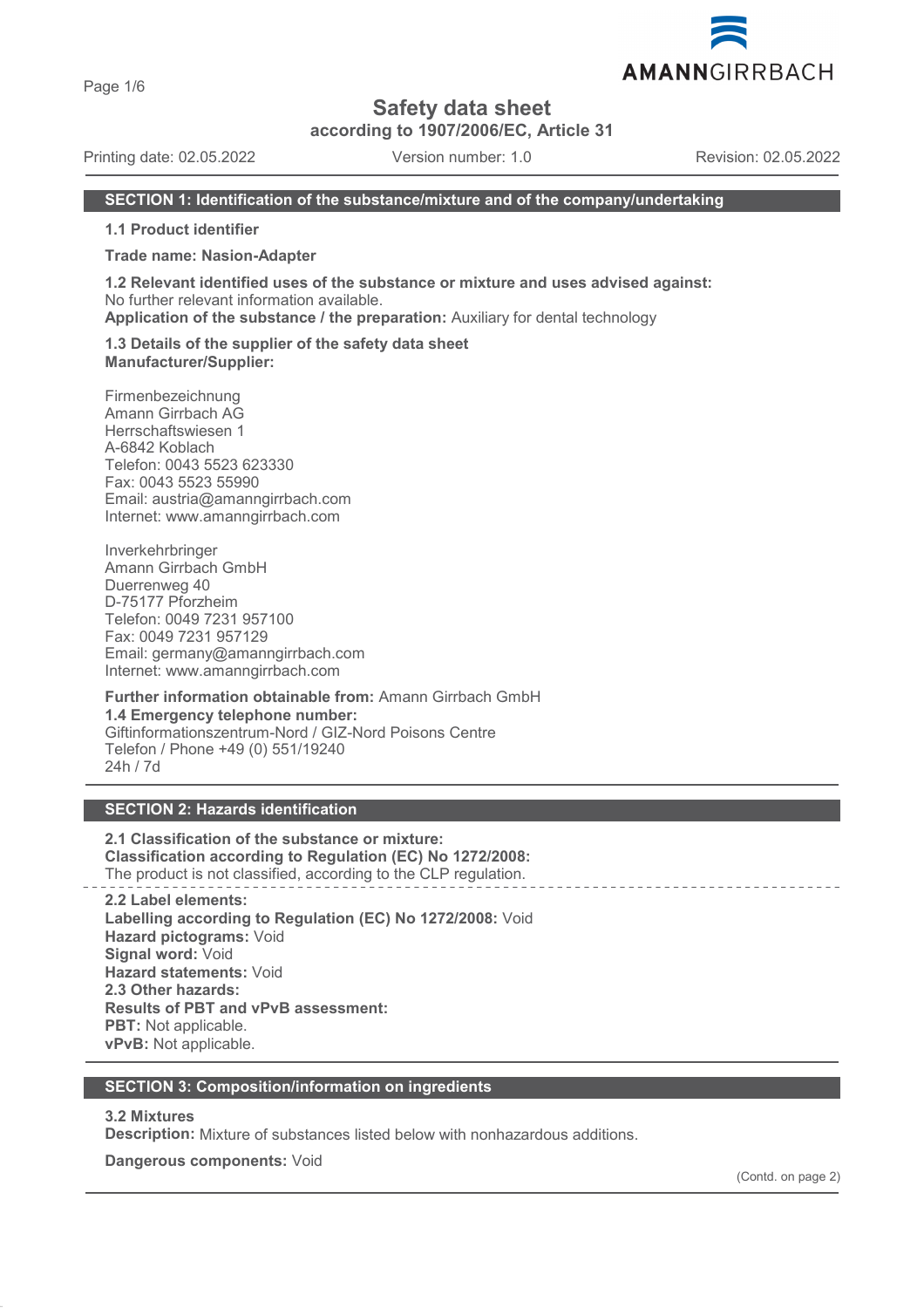# Safety data sheet

**according to 1907/2006/EC, Article 31**

Printing date: 02.05.2022 Version number: 1.0 Revision: 02.05.2022

## SECTION 1: Identification of the substance/mixture and of the company/undertaking

**1.1 Product identifier**

**Trade name: Nasion-Adapter**

**1.2 Relevant identified uses of the substance or mixture and uses advised against:**
No further relevant information available.
**Application of the substance / the preparation:** Auxiliary for dental technology

**1.3 Details of the supplier of the safety data sheet**
**Manufacturer/Supplier:**

Firmenbezeichnung
Amann Girrbach AG
Herrschaftswiesen 1
A-6842 Koblach
Telefon: 0043 5523 623330
Fax: 0043 5523 55990
Email: austria@amanngirrbach.com
Internet: www.amanngirrbach.com

Inverkehrbringer
Amann Girrbach GmbH
Duerrenweg 40
D-75177 Pforzheim
Telefon: 0049 7231 957100
Fax: 0049 7231 957129
Email: germany@amanngirrbach.com
Internet: www.amanngirrbach.com

**Further information obtainable from:** Amann Girrbach GmbH
**1.4 Emergency telephone number:**
Giftinformationszentrum-Nord / GIZ-Nord Poisons Centre
Telefon / Phone +49 (0) 551/19240
24h / 7d

## SECTION 2: Hazards identification

**2.1 Classification of the substance or mixture:**
**Classification according to Regulation (EC) No 1272/2008:**
The product is not classified, according to the CLP regulation.

**2.2 Label elements:**
**Labelling according to Regulation (EC) No 1272/2008:** Void
**Hazard pictograms:** Void
**Signal word:** Void
**Hazard statements:** Void
**2.3 Other hazards:**
**Results of PBT and vPvB assessment:**
**PBT:** Not applicable.
**vPvB:** Not applicable.

## SECTION 3: Composition/information on ingredients

**3.2 Mixtures**
**Description:** Mixture of substances listed below with nonhazardous additions.

**Dangerous components:** Void

(Contd. on page 2)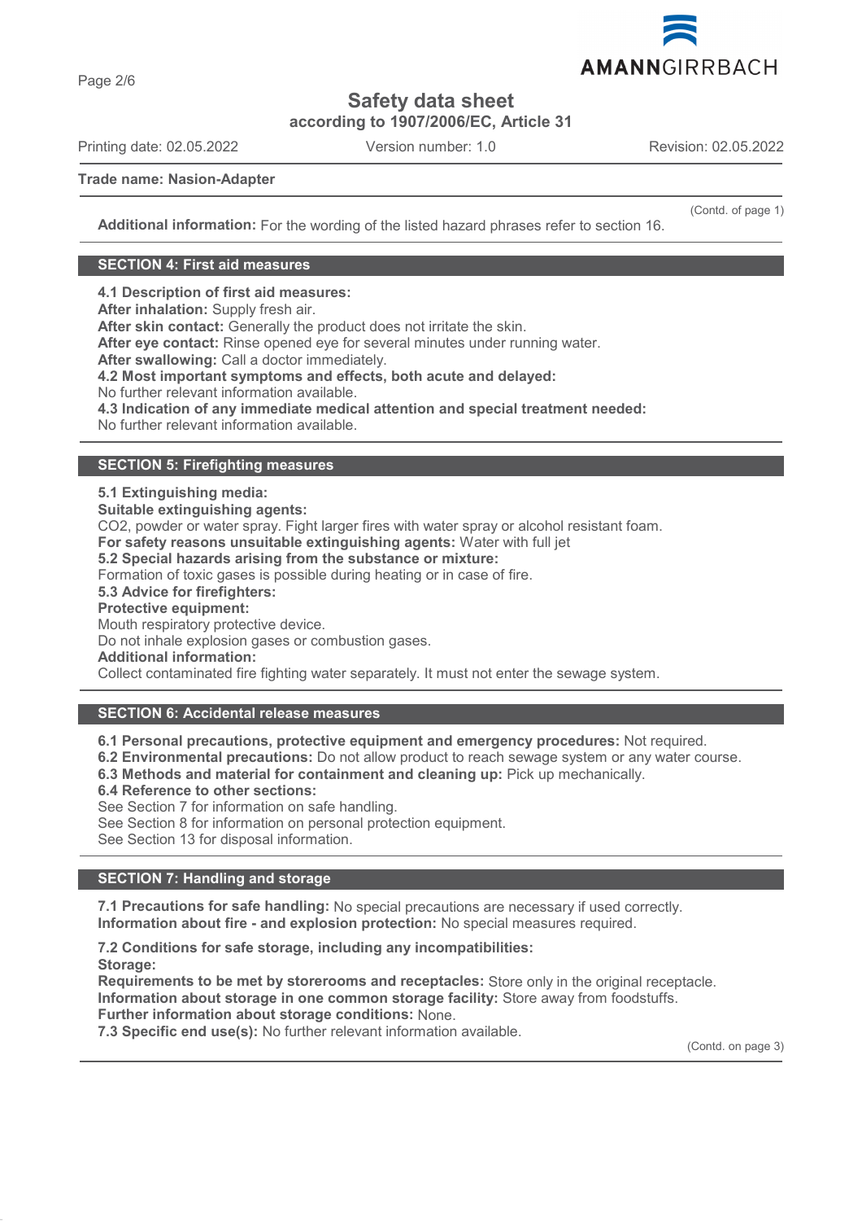Trade name: Nasion-Adapter

(Contd. of page 1)

**Additional information:** For the wording of the listed hazard phrases refer to section 16.

## SECTION 4: First aid measures

**4.1 Description of first aid measures:**
**After inhalation:** Supply fresh air.
**After skin contact:** Generally the product does not irritate the skin.
**After eye contact:** Rinse opened eye for several minutes under running water.
**After swallowing:** Call a doctor immediately.
**4.2 Most important symptoms and effects, both acute and delayed:**
No further relevant information available.
**4.3 Indication of any immediate medical attention and special treatment needed:**
No further relevant information available.

## SECTION 5: Firefighting measures

**5.1 Extinguishing media:**
**Suitable extinguishing agents:**
$CO_2$, powder or water spray. Fight larger fires with water spray or alcohol resistant foam.
**For safety reasons unsuitable extinguishing agents:** Water with full jet
**5.2 Special hazards arising from the substance or mixture:**
Formation of toxic gases is possible during heating or in case of fire.
**5.3 Advice for firefighters:**
**Protective equipment:**
Mouth respiratory protective device.
Do not inhale explosion gases or combustion gases.
**Additional information:**
Collect contaminated fire fighting water separately. It must not enter the sewage system.

## SECTION 6: Accidental release measures

**6.1 Personal precautions, protective equipment and emergency procedures:** Not required.
**6.2 Environmental precautions:** Do not allow product to reach sewage system or any water course.
**6.3 Methods and material for containment and cleaning up:** Pick up mechanically.
**6.4 Reference to other sections:**
See Section 7 for information on safe handling.
See Section 8 for information on personal protection equipment.
See Section 13 for disposal information.

## SECTION 7: Handling and storage

**7.1 Precautions for safe handling:** No special precautions are necessary if used correctly.
**Information about fire - and explosion protection:** No special measures required.

**7.2 Conditions for safe storage, including any incompatibilities:**
**Storage:**
**Requirements to be met by storerooms and receptacles:** Store only in the original receptacle.
**Information about storage in one common storage facility:** Store away from foodstuffs.
**Further information about storage conditions:** None.
**7.3 Specific end use(s):** No further relevant information available.

(Contd. on page 3)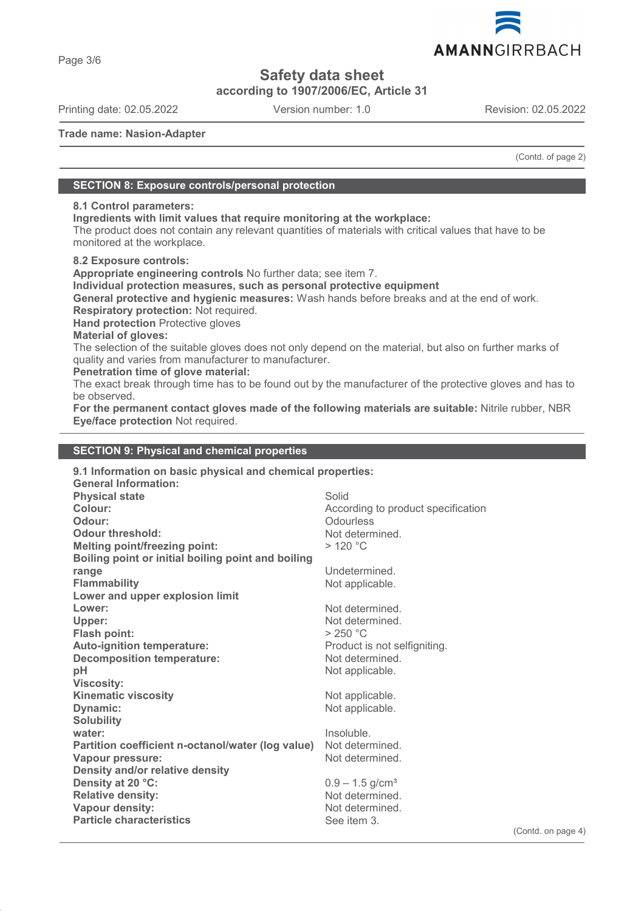## SECTION 8: Exposure controls/personal protection

**8.1 Control parameters:**
**Ingredients with limit values that require monitoring at the workplace:**
The product does not contain any relevant quantities of materials with critical values that have to be monitored at the workplace.

**8.2 Exposure controls:**
**Appropriate engineering controls** No further data; see item 7.
**Individual protection measures, such as personal protective equipment**
**General protective and hygienic measures:** Wash hands before breaks and at the end of work.
**Respiratory protection:** Not required.
**Hand protection** Protective gloves
**Material of gloves:**
The selection of the suitable gloves does not only depend on the material, but also on further marks of quality and varies from manufacturer to manufacturer.
**Penetration time of glove material:**
The exact break through time has to be found out by the manufacturer of the protective gloves and has to be observed.
**For the permanent contact gloves made of the following materials are suitable:** Nitrile rubber, NBR
**Eye/face protection** Not required.

## SECTION 9: Physical and chemical properties

**9.1 Information on basic physical and chemical properties:**
**General Information:**

| | |
|---|---|
| **Physical state** | Solid |
| **Colour:** | According to product specification |
| **Odour:** | Odourless |
| **Odour threshold:** | Not determined. |
| **Melting point/freezing point:** | > 120 °C |
| **Boiling point or initial boiling point and boiling range** | Undetermined. |
| **Flammability** | Not applicable. |
| **Lower and upper explosion limit** | |
| **Lower:** | Not determined. |
| **Upper:** | Not determined. |
| **Flash point:** | > 250 °C |
| **Auto-ignition temperature:** | Product is not selfigniting. |
| **Decomposition temperature:** | Not determined. |
| **pH** | Not applicable. |
| **Viscosity:** | |
| **Kinematic viscosity** | Not applicable. |
| **Dynamic:** | Not applicable. |
| **Solubility** | |
| **water:** | Insoluble. |
| **Partition coefficient n-octanol/water (log value)** | Not determined. |
| **Vapour pressure:** | Not determined. |
| **Density and/or relative density** | |
| **Density at 20 °C:** | 0.9 – 1.5 g/cm³ |
| **Relative density:** | Not determined. |
| **Vapour density:** | Not determined. |
| **Particle characteristics** | See item 3. |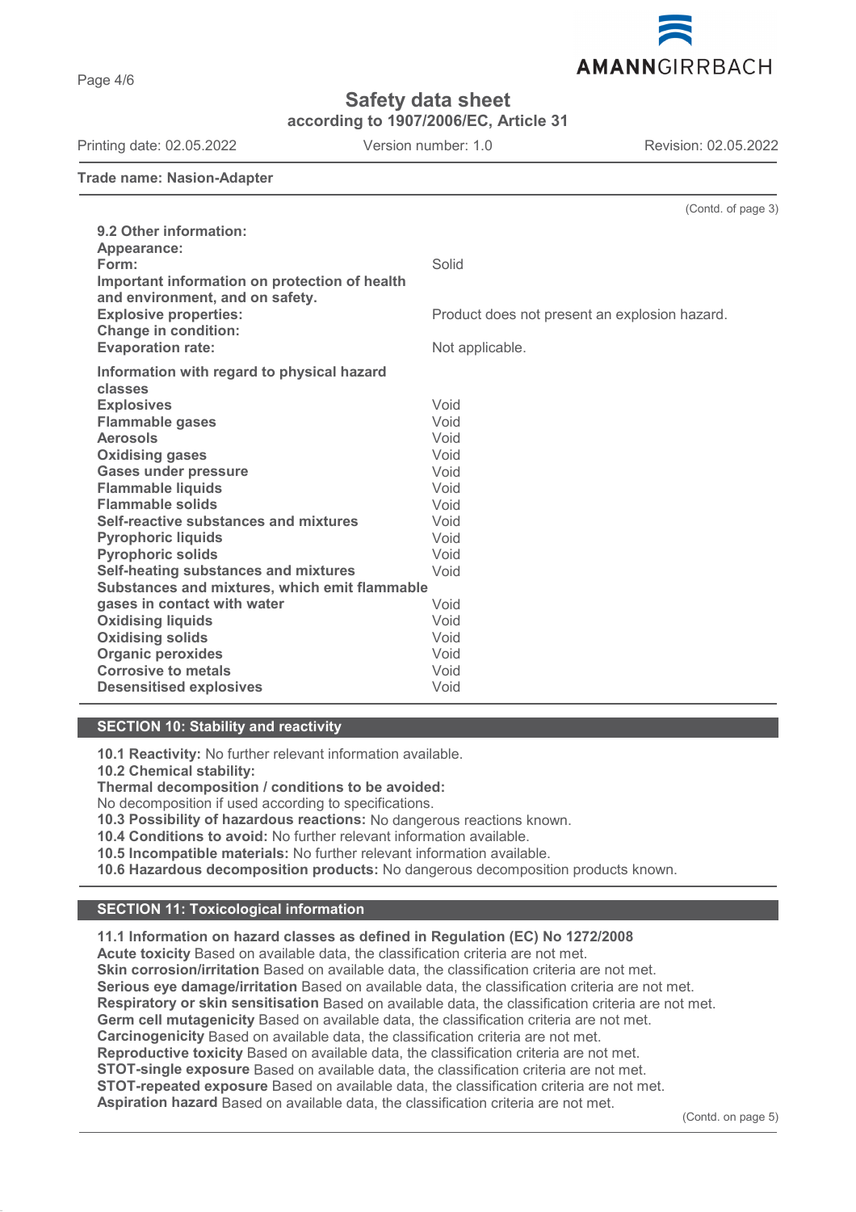Trade name: Nasion-Adapter

(Contd. of page 3)

**9.2 Other information:**

| | |
|---|---|
| **Appearance:** | |
| **Form:** | Solid |
| **Important information on protection of health and environment, and on safety.** | |
| **Explosive properties:** | Product does not present an explosion hazard. |
| **Change in condition:** | |
| **Evaporation rate:** | Not applicable. |
| **Information with regard to physical hazard classes** | |
| **Explosives** | Void |
| **Flammable gases** | Void |
| **Aerosols** | Void |
| **Oxidising gases** | Void |
| **Gases under pressure** | Void |
| **Flammable liquids** | Void |
| **Flammable solids** | Void |
| **Self-reactive substances and mixtures** | Void |
| **Pyrophoric liquids** | Void |
| **Pyrophoric solids** | Void |
| **Self-heating substances and mixtures** | Void |
| **Substances and mixtures, which emit flammable gases in contact with water** | Void |
| **Oxidising liquids** | Void |
| **Oxidising solids** | Void |
| **Organic peroxides** | Void |
| **Corrosive to metals** | Void |
| **Desensitised explosives** | Void |

## SECTION 10: Stability and reactivity

**10.1 Reactivity:** No further relevant information available.
**10.2 Chemical stability:**
**Thermal decomposition / conditions to be avoided:**
No decomposition if used according to specifications.
**10.3 Possibility of hazardous reactions:** No dangerous reactions known.
**10.4 Conditions to avoid:** No further relevant information available.
**10.5 Incompatible materials:** No further relevant information available.
**10.6 Hazardous decomposition products:** No dangerous decomposition products known.

## SECTION 11: Toxicological information

**11.1 Information on hazard classes as defined in Regulation (EC) No 1272/2008**
**Acute toxicity** Based on available data, the classification criteria are not met.
**Skin corrosion/irritation** Based on available data, the classification criteria are not met.
**Serious eye damage/irritation** Based on available data, the classification criteria are not met.
**Respiratory or skin sensitisation** Based on available data, the classification criteria are not met.
**Germ cell mutagenicity** Based on available data, the classification criteria are not met.
**Carcinogenicity** Based on available data, the classification criteria are not met.
**Reproductive toxicity** Based on available data, the classification criteria are not met.
**STOT-single exposure** Based on available data, the classification criteria are not met.
**STOT-repeated exposure** Based on available data, the classification criteria are not met.
**Aspiration hazard** Based on available data, the classification criteria are not met.

(Contd. on page 5)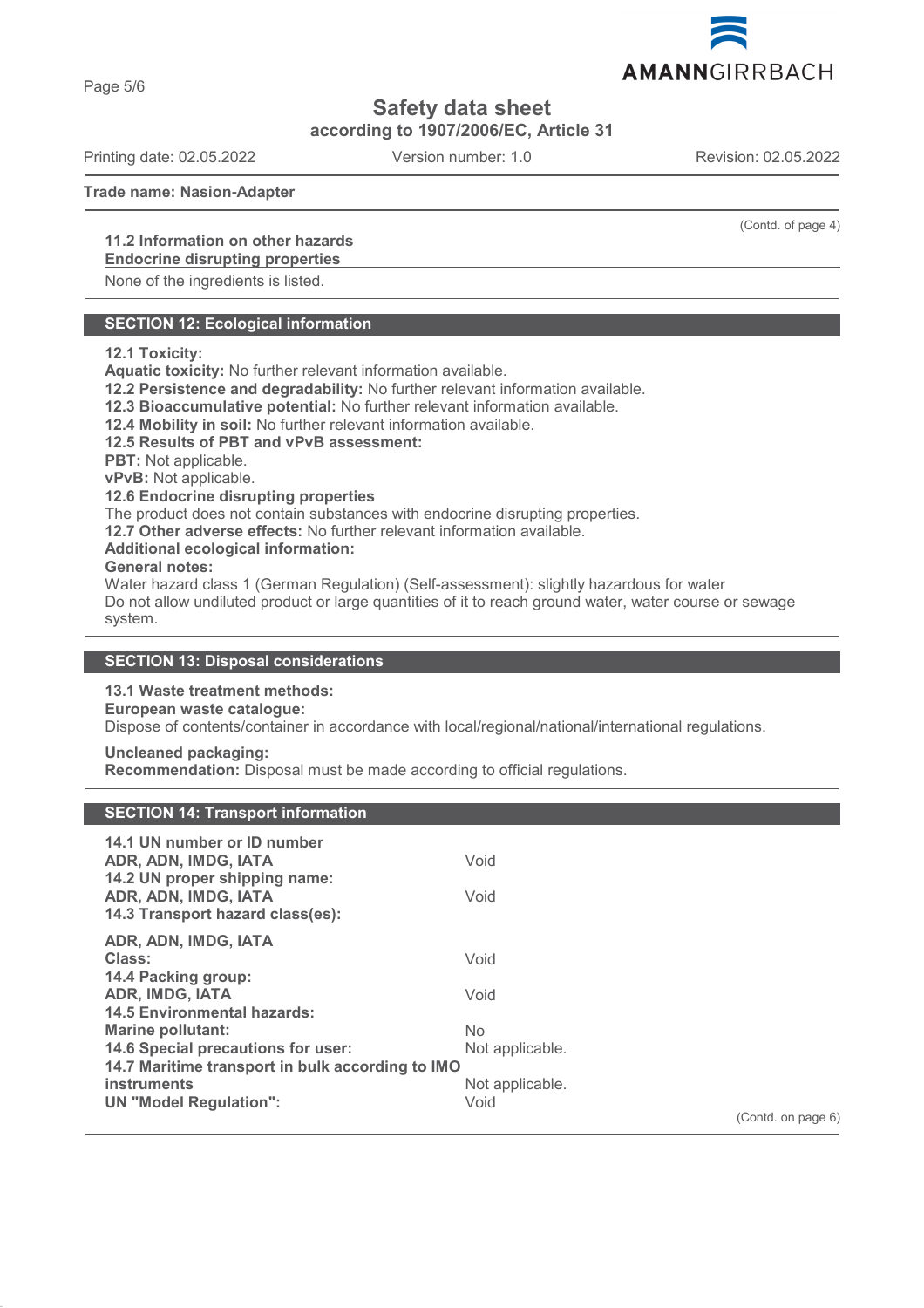(Contd. of page 4)

**11.2 Information on other hazards**

**Endocrine disrupting properties**

None of the ingredients is listed.

## SECTION 12: Ecological information

**12.1 Toxicity:**

**Aquatic toxicity:** No further relevant information available.

**12.2 Persistence and degradability:** No further relevant information available.

**12.3 Bioaccumulative potential:** No further relevant information available.

**12.4 Mobility in soil:** No further relevant information available.

**12.5 Results of PBT and vPvB assessment:**

**PBT:** Not applicable.

**vPvB:** Not applicable.

**12.6 Endocrine disrupting properties**

The product does not contain substances with endocrine disrupting properties.

**12.7 Other adverse effects:** No further relevant information available.

**Additional ecological information:**

**General notes:**

Water hazard class 1 (German Regulation) (Self-assessment): slightly hazardous for water

Do not allow undiluted product or large quantities of it to reach ground water, water course or sewage system.

## SECTION 13: Disposal considerations

**13.1 Waste treatment methods:**

**European waste catalogue:**

Dispose of contents/container in accordance with local/regional/national/international regulations.

**Uncleaned packaging:**

**Recommendation:** Disposal must be made according to official regulations.

## SECTION 14: Transport information

| | |
|---|---|
| **14.1 UN number or ID number** | |
| **ADR, ADN, IMDG, IATA** | Void |
| **14.2 UN proper shipping name:** | |
| **ADR, ADN, IMDG, IATA** | Void |
| **14.3 Transport hazard class(es):** | |
| **ADR, ADN, IMDG, IATA** | |
| **Class:** | Void |
| **14.4 Packing group:** | |
| **ADR, IMDG, IATA** | Void |
| **14.5 Environmental hazards:** | |
| **Marine pollutant:** | No |
| **14.6 Special precautions for user:** | Not applicable. |
| **14.7 Maritime transport in bulk according to IMO instruments** | Not applicable. |
| **UN "Model Regulation":** | Void |

(Contd. on page 6)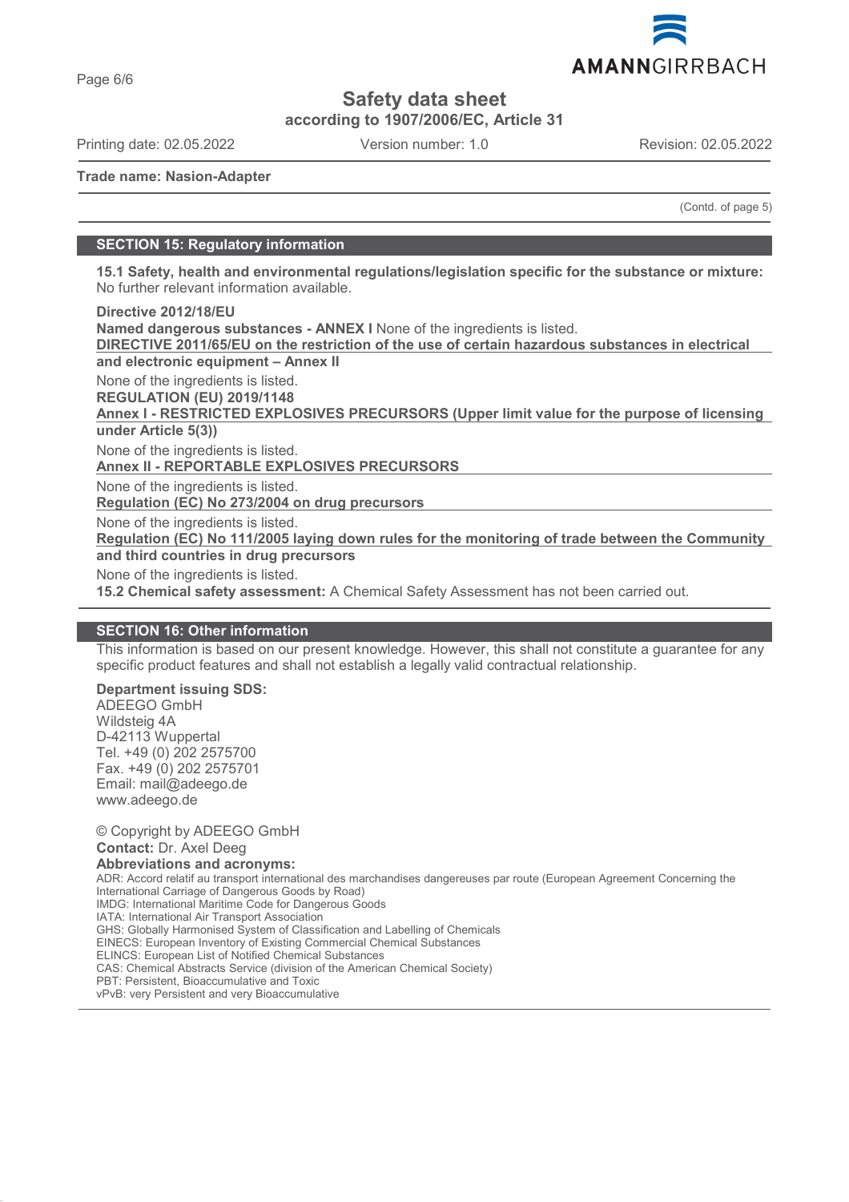**Safety data sheet**

**according to 1907/2006/EC, Article 31**

Printing date: 02.05.2022 Version number: 1.0 Revision: 02.05.2022

**Trade name: Nasion-Adapter**

(Contd. of page 5)

## SECTION 15: Regulatory information

**15.1 Safety, health and environmental regulations/legislation specific for the substance or mixture:**
No further relevant information available.

**Directive 2012/18/EU**

**Named dangerous substances - ANNEX I** None of the ingredients is listed.

**DIRECTIVE 2011/65/EU on the restriction of the use of certain hazardous substances in electrical and electronic equipment – Annex II**

None of the ingredients is listed.

**REGULATION (EU) 2019/1148**

**Annex I - RESTRICTED EXPLOSIVES PRECURSORS (Upper limit value for the purpose of licensing under Article 5(3))**

None of the ingredients is listed.

**Annex II - REPORTABLE EXPLOSIVES PRECURSORS**

None of the ingredients is listed.

**Regulation (EC) No 273/2004 on drug precursors**

None of the ingredients is listed.

**Regulation (EC) No 111/2005 laying down rules for the monitoring of trade between the Community and third countries in drug precursors**

None of the ingredients is listed.

**15.2 Chemical safety assessment:** A Chemical Safety Assessment has not been carried out.

## SECTION 16: Other information

This information is based on our present knowledge. However, this shall not constitute a guarantee for any specific product features and shall not establish a legally valid contractual relationship.

**Department issuing SDS:**
ADEEGO GmbH
Wildsteig 4A
D-42113 Wuppertal
Tel. +49 (0) 202 2575700
Fax. +49 (0) 202 2575701
Email: mail@adeego.de
www.adeego.de

© Copyright by ADEEGO GmbH

**Contact:** Dr. Axel Deeg

**Abbreviations and acronyms:**

ADR: Accord relatif au transport international des marchandises dangereuses par route (European Agreement Concerning the International Carriage of Dangerous Goods by Road)
IMDG: International Maritime Code for Dangerous Goods
IATA: International Air Transport Association
GHS: Globally Harmonised System of Classification and Labelling of Chemicals
EINECS: European Inventory of Existing Commercial Chemical Substances
ELINCS: European List of Notified Chemical Substances
CAS: Chemical Abstracts Service (division of the American Chemical Society)
PBT: Persistent, Bioaccumulative and Toxic
vPvB: very Persistent and very Bioaccumulative